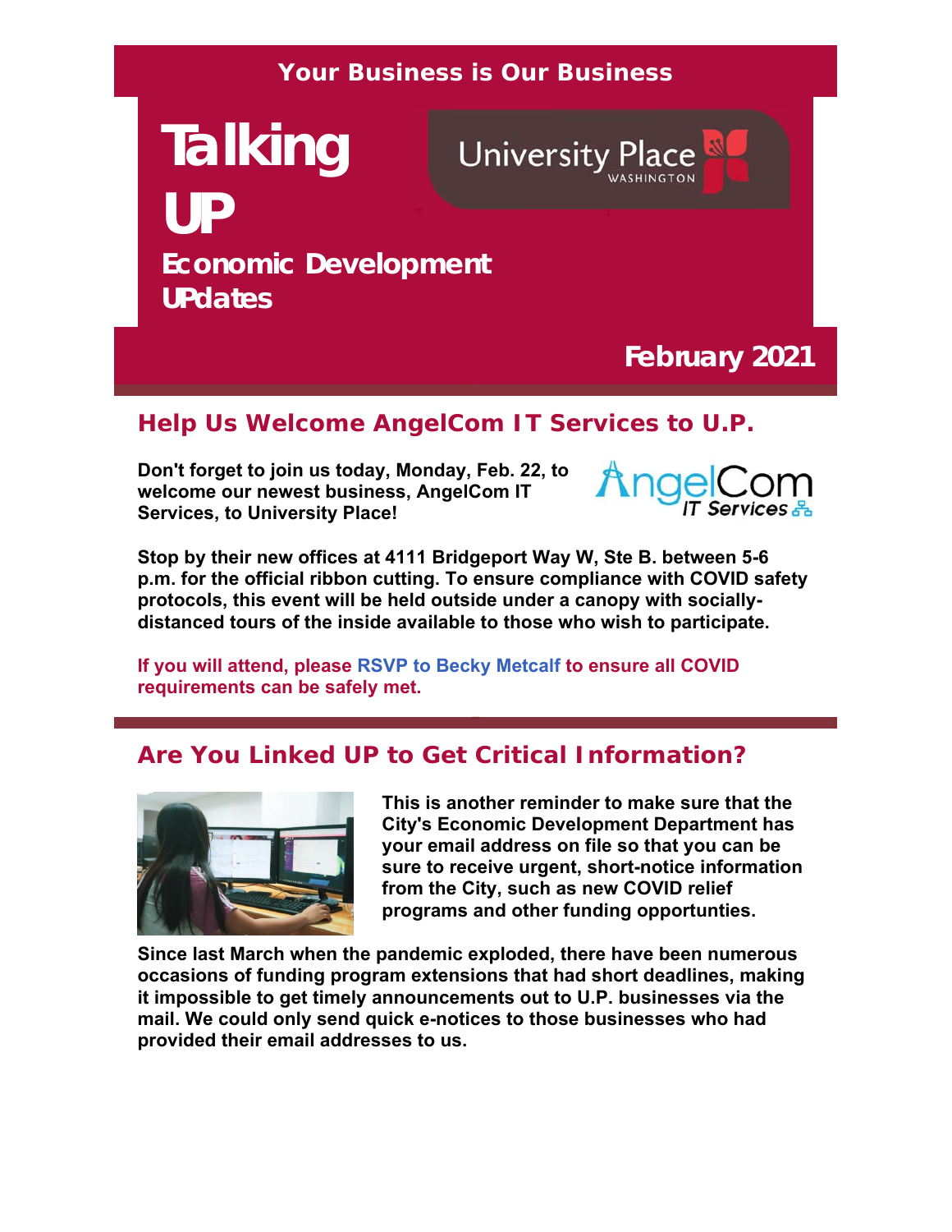Your Business is Our Business

# Talking UP

University Place WASHINGTON

## Economic Development UPdates

**February 2021**

## Help Us Welcome AngelCom IT Services to U.P.

**Don't forget to join us today, Monday, Feb. 22, to welcome our newest business, AngelCom IT Services, to University Place!**

AngelCom IT Services

**Stop by their new offices at 4111 Bridgeport Way W, Ste B. between 5-6 p.m. for the official ribbon cutting. To ensure compliance with COVID safety protocols, this event will be held outside under a canopy with socially-distanced tours of the inside available to those who wish to participate.**

**If you will attend, please RSVP to Becky Metcalf to ensure all COVID requirements can be safely met.**

## Are You Linked UP to Get Critical Information?

**This is another reminder to make sure that the City's Economic Development Department has your email address on file so that you can be sure to receive urgent, short-notice information from the City, such as new COVID relief programs and other funding opportunties.**

**Since last March when the pandemic exploded, there have been numerous occasions of funding program extensions that had short deadlines, making it impossible to get timely announcements out to U.P. businesses via the mail. We could only send quick e-notices to those businesses who had provided their email addresses to us.**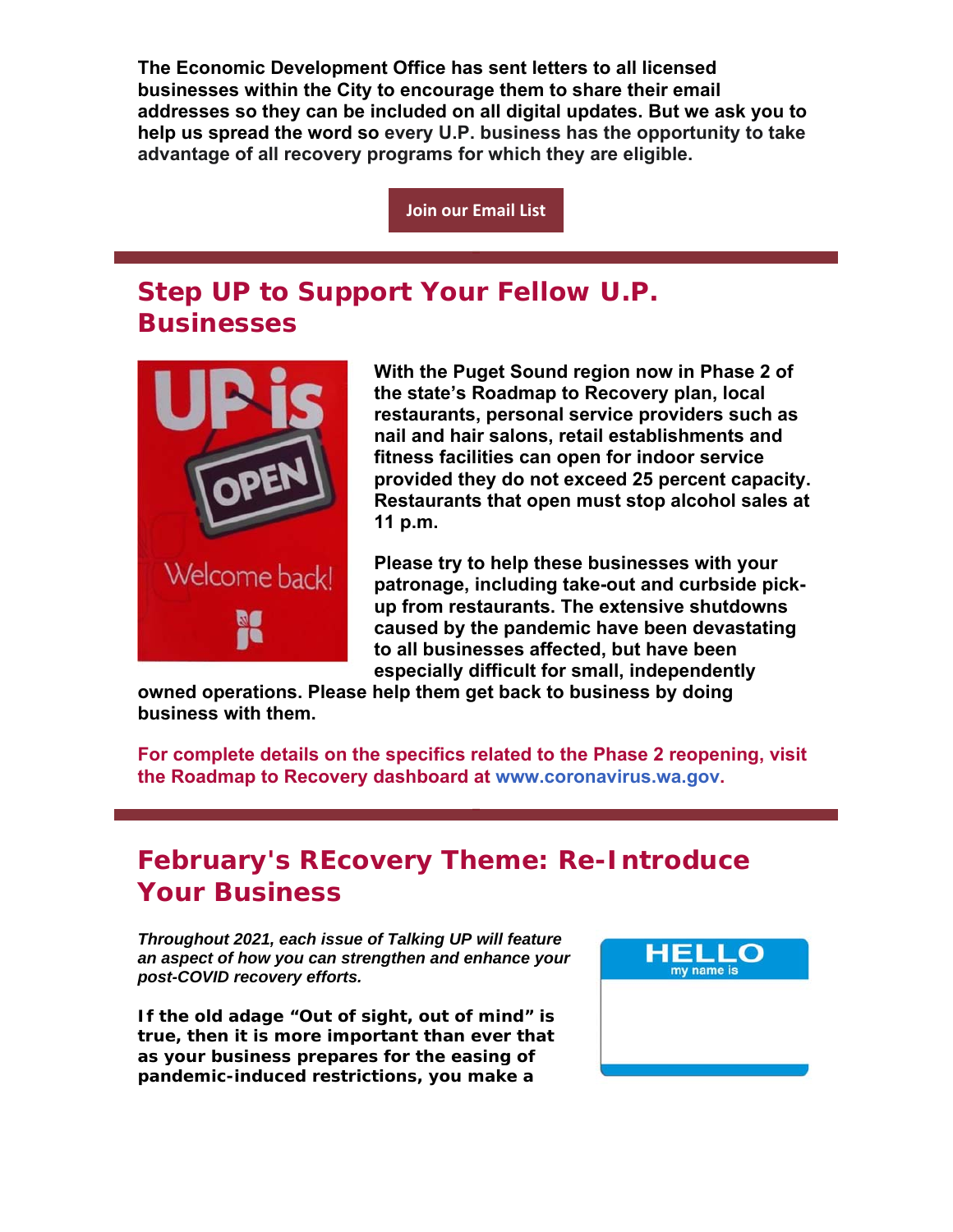**The Economic Development Office has sent letters to all licensed businesses within the City to encourage them to share their email addresses so they can be included on all digital updates. But we ask you to help us spread the word so every U.P. business has the opportunity to take advantage of all recovery programs for which they are eligible.**

Join our Email List

## Step UP to Support Your Fellow U.P. Businesses

**With the Puget Sound region now in Phase 2 of the state's Roadmap to Recovery plan, local restaurants, personal service providers such as nail and hair salons, retail establishments and fitness facilities can open for indoor service provided they do not exceed 25 percent capacity. Restaurants that open must stop alcohol sales at 11 p.m.**

**Please try to help these businesses with your patronage, including take-out and curbside pick-up from restaurants. The extensive shutdowns caused by the pandemic have been devastating to all businesses affected, but have been especially difficult for small, independently owned operations. Please help them get back to business by doing business with them.**

**For complete details on the specifics related to the Phase 2 reopening, visit the Roadmap to Recovery dashboard at www.coronavirus.wa.gov.**

## February's REcovery Theme: Re-Introduce Your Business

***Throughout 2021, each issue of Talking UP will feature an aspect of how you can strengthen and enhance your post-COVID recovery efforts.***

**If the old adage "Out of sight, out of mind" is true, then it is more important than ever that as your business prepares for the easing of pandemic-induced restrictions, you make a**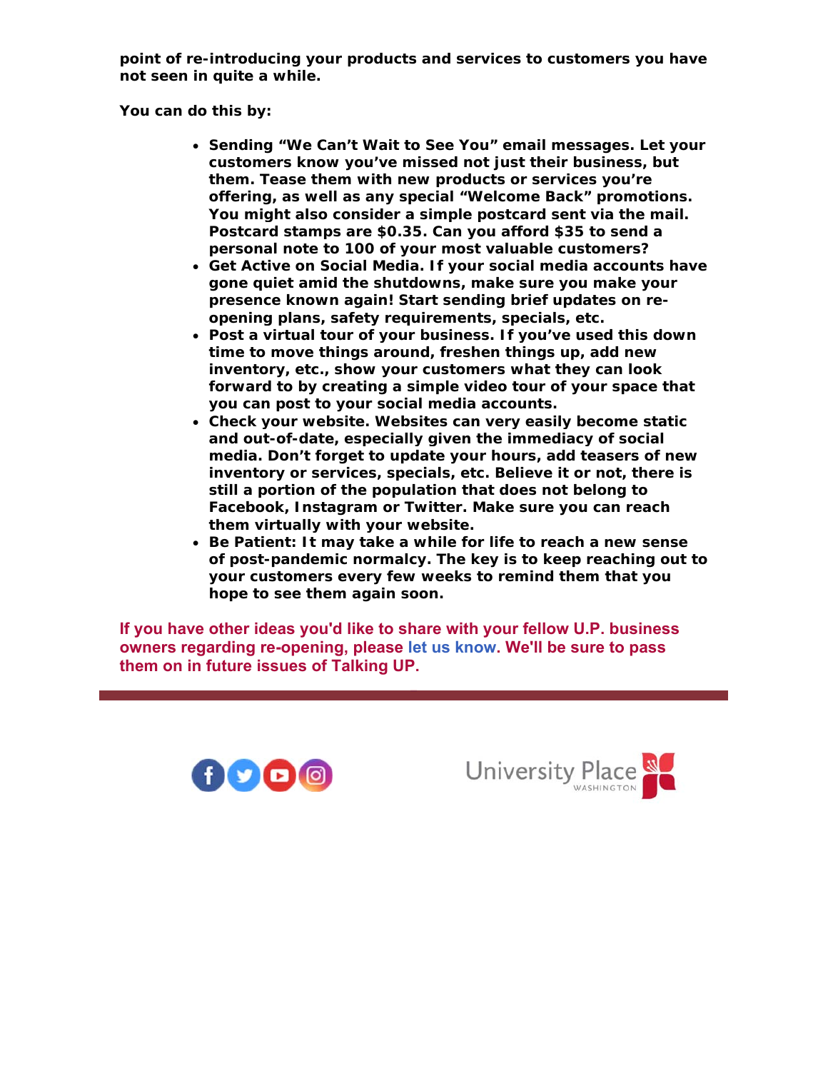**point of re-introducing your products and services to customers you have not seen in quite a while.**

**You can do this by:**

- **Sending "We Can't Wait to See You" email messages. Let your customers know you've missed not just their business, but them. Tease them with new products or services you're offering, as well as any special "Welcome Back" promotions. You might also consider a simple postcard sent via the mail. Postcard stamps are $0.35. Can you afford $35 to send a personal note to 100 of your most valuable customers?**
- **Get Active on Social Media. If your social media accounts have gone quiet amid the shutdowns, make sure you make your presence known again! Start sending brief updates on re-opening plans, safety requirements, specials, etc.**
- **Post a virtual tour of your business. If you've used this down time to move things around, freshen things up, add new inventory, etc., show your customers what they can look forward to by creating a simple video tour of your space that you can post to your social media accounts.**
- **Check your website. Websites can very easily become static and out-of-date, especially given the immediacy of social media. Don't forget to update your hours, add teasers of new inventory or services, specials, etc. Believe it or not, there is still a portion of the population that does not belong to Facebook, Instagram or Twitter. Make sure you can reach them virtually with your website.**
- **Be Patient: It may take a while for life to reach a new sense of post-pandemic normalcy. The key is to keep reaching out to your customers every few weeks to remind them that you hope to see them again soon.**

**If you have other ideas you'd like to share with your fellow U.P. business owners regarding re-opening, please let us know. We'll be sure to pass them on in future issues of Talking UP.**

University Place WASHINGTON